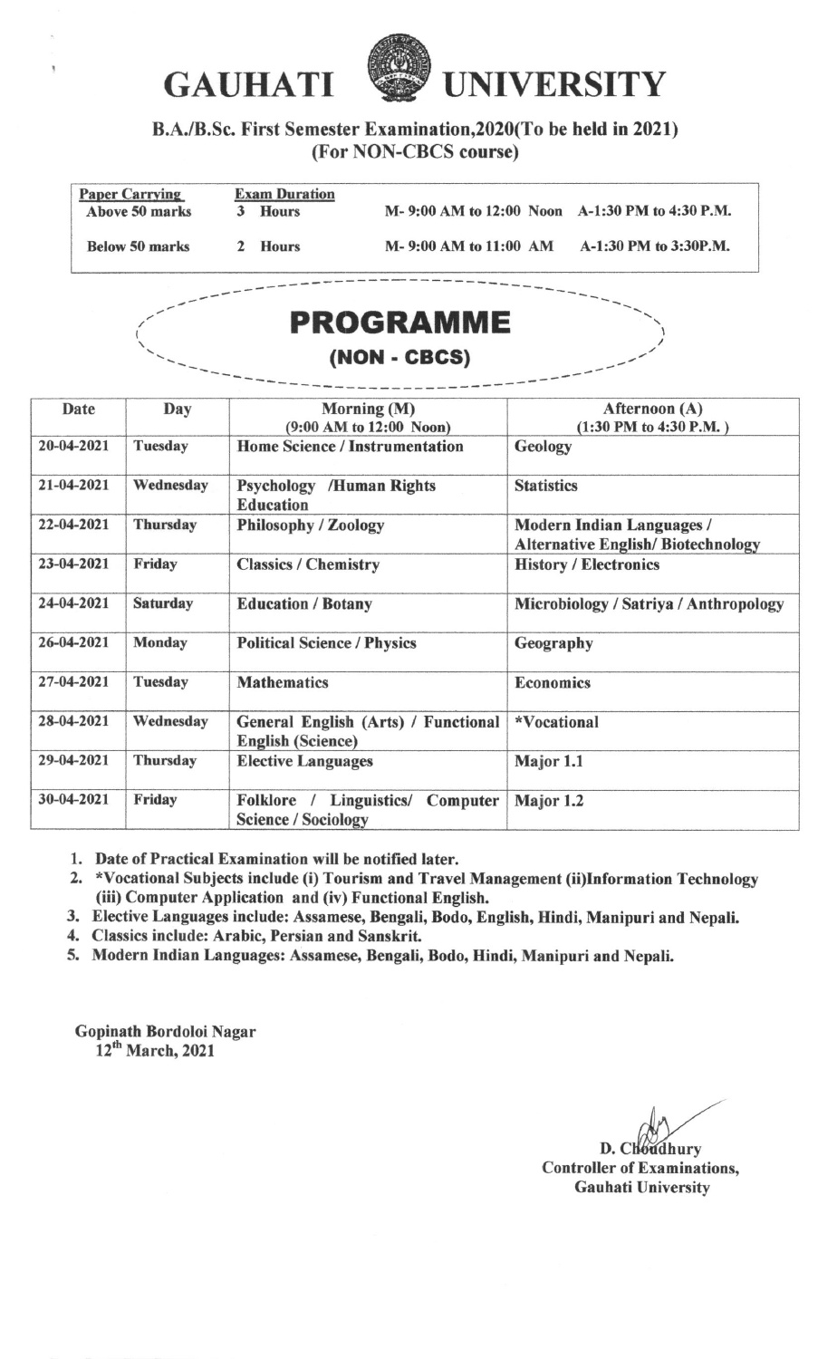# GAUHATI UNIVERSITY

**B.A./B.Sc. First Semester Examination,2020(To be held in 2021)**
**(For NON-CBCS course)**

| Paper Carrying | Exam Duration | | |
|---|---|---|---|
| Above 50 marks | 3 Hours | M- 9:00 AM to 12:00 Noon | A-1:30 PM to 4:30 P.M. |
| Below 50 marks | 2 Hours | M- 9:00 AM to 11:00 AM | A-1:30 PM to 3:30P.M. |

## PROGRAMME
### (NON - CBCS)

| Date | Day | Morning (M) (9:00 AM to 12:00 Noon) | Afternoon (A) (1:30 PM to 4:30 P.M. ) |
|---|---|---|---|
| 20-04-2021 | Tuesday | Home Science / Instrumentation | Geology |
| 21-04-2021 | Wednesday | Psychology /Human Rights Education | Statistics |
| 22-04-2021 | Thursday | Philosophy / Zoology | Modern Indian Languages / Alternative English/ Biotechnology |
| 23-04-2021 | Friday | Classics / Chemistry | History / Electronics |
| 24-04-2021 | Saturday | Education / Botany | Microbiology / Satriya / Anthropology |
| 26-04-2021 | Monday | Political Science / Physics | Geography |
| 27-04-2021 | Tuesday | Mathematics | Economics |
| 28-04-2021 | Wednesday | General English (Arts) / Functional English (Science) | *Vocational |
| 29-04-2021 | Thursday | Elective Languages | Major 1.1 |
| 30-04-2021 | Friday | Folklore / Linguistics/ Computer Science / Sociology | Major 1.2 |

1. Date of Practical Examination will be notified later.
2. *Vocational Subjects include (i) Tourism and Travel Management (ii)Information Technology (iii) Computer Application and (iv) Functional English.
3. Elective Languages include: Assamese, Bengali, Bodo, English, Hindi, Manipuri and Nepali.
4. Classics include: Arabic, Persian and Sanskrit.
5. Modern Indian Languages: Assamese, Bengali, Bodo, Hindi, Manipuri and Nepali.

Gopinath Bordoloi Nagar
12th March, 2021

D. Choudhury
Controller of Examinations,
Gauhati University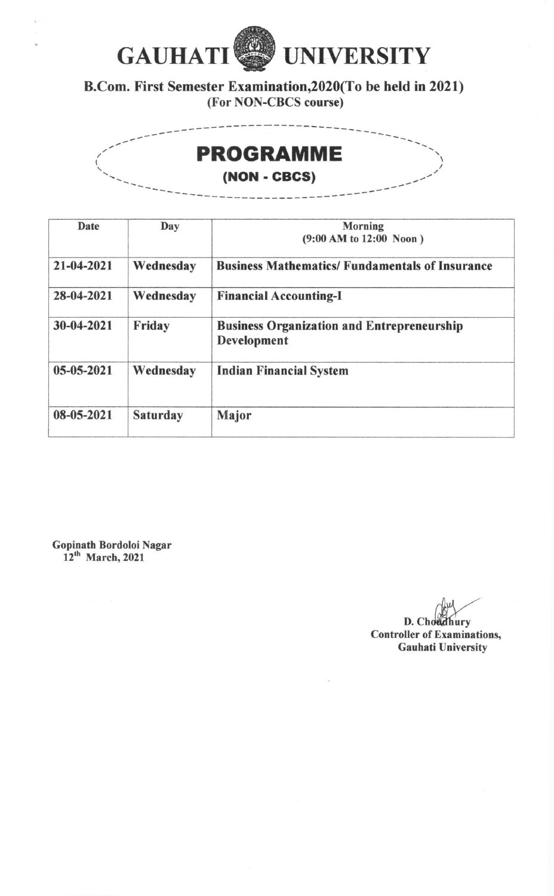# GAUHATI UNIVERSITY

**B.Com. First Semester Examination,2020(To be held in 2021)**
**(For NON-CBCS course)**

## PROGRAMME
### (NON - CBCS)

| Date | Day | Morning (9:00 AM to 12:00 Noon ) |
|---|---|---|
| 21-04-2021 | Wednesday | Business Mathematics/ Fundamentals of Insurance |
| 28-04-2021 | Wednesday | Financial Accounting-I |
| 30-04-2021 | Friday | Business Organization and Entrepreneurship Development |
| 05-05-2021 | Wednesday | Indian Financial System |
| 08-05-2021 | Saturday | Major |

**Gopinath Bordoloi Nagar**
**12th March, 2021**

**D. Choudhury**
**Controller of Examinations,**
**Gauhati University**